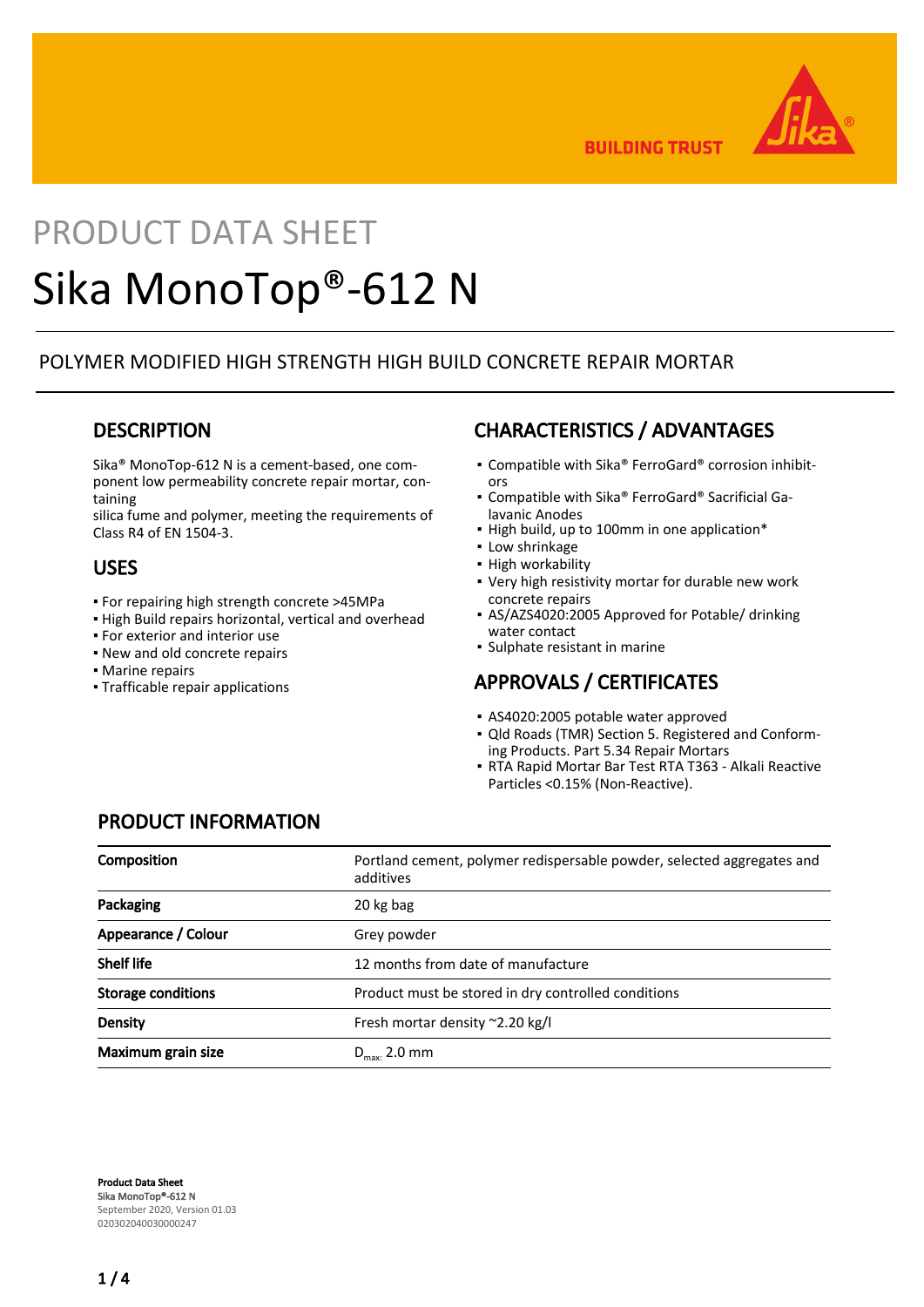PRODUCT DATA SHEET

# Sika MonoTop®-612 N

POLYMER MODIFIED HIGH STRENGTH HIGH BUILD CONCRETE REPAIR MORTAR

## DESCRIPTION

Sika® MonoTop-612 N is a cement-based, one component low permeability concrete repair mortar, containing
silica fume and polymer, meeting the requirements of Class R4 of EN 1504-3.

## USES

- For repairing high strength concrete >45MPa
- High Build repairs horizontal, vertical and overhead
- For exterior and interior use
- New and old concrete repairs
- Marine repairs
- Trafficable repair applications

## CHARACTERISTICS / ADVANTAGES

- Compatible with Sika® FerroGard® corrosion inhibitors
- Compatible with Sika® FerroGard® Sacrificial Galavanic Anodes
- High build, up to 100mm in one application*
- Low shrinkage
- High workability
- Very high resistivity mortar for durable new work concrete repairs
- AS/AZS4020:2005 Approved for Potable/ drinking water contact
- Sulphate resistant in marine

## APPROVALS / CERTIFICATES

- AS4020:2005 potable water approved
- Qld Roads (TMR) Section 5. Registered and Conforming Products. Part 5.34 Repair Mortars
- RTA Rapid Mortar Bar Test RTA T363 - Alkali Reactive Particles <0.15% (Non-Reactive).

## PRODUCT INFORMATION

| | |
|---|---|
| **Composition** | Portland cement, polymer redispersable powder, selected aggregates and additives |
| **Packaging** | 20 kg bag |
| **Appearance / Colour** | Grey powder |
| **Shelf life** | 12 months from date of manufacture |
| **Storage conditions** | Product must be stored in dry controlled conditions |
| **Density** | Fresh mortar density ~2.20 kg/l |
| **Maximum grain size** | $D_{max:}$ 2.0 mm |

**Product Data Sheet**
**Sika MonoTop®-612 N**
September 2020, Version 01.03
020302040030000247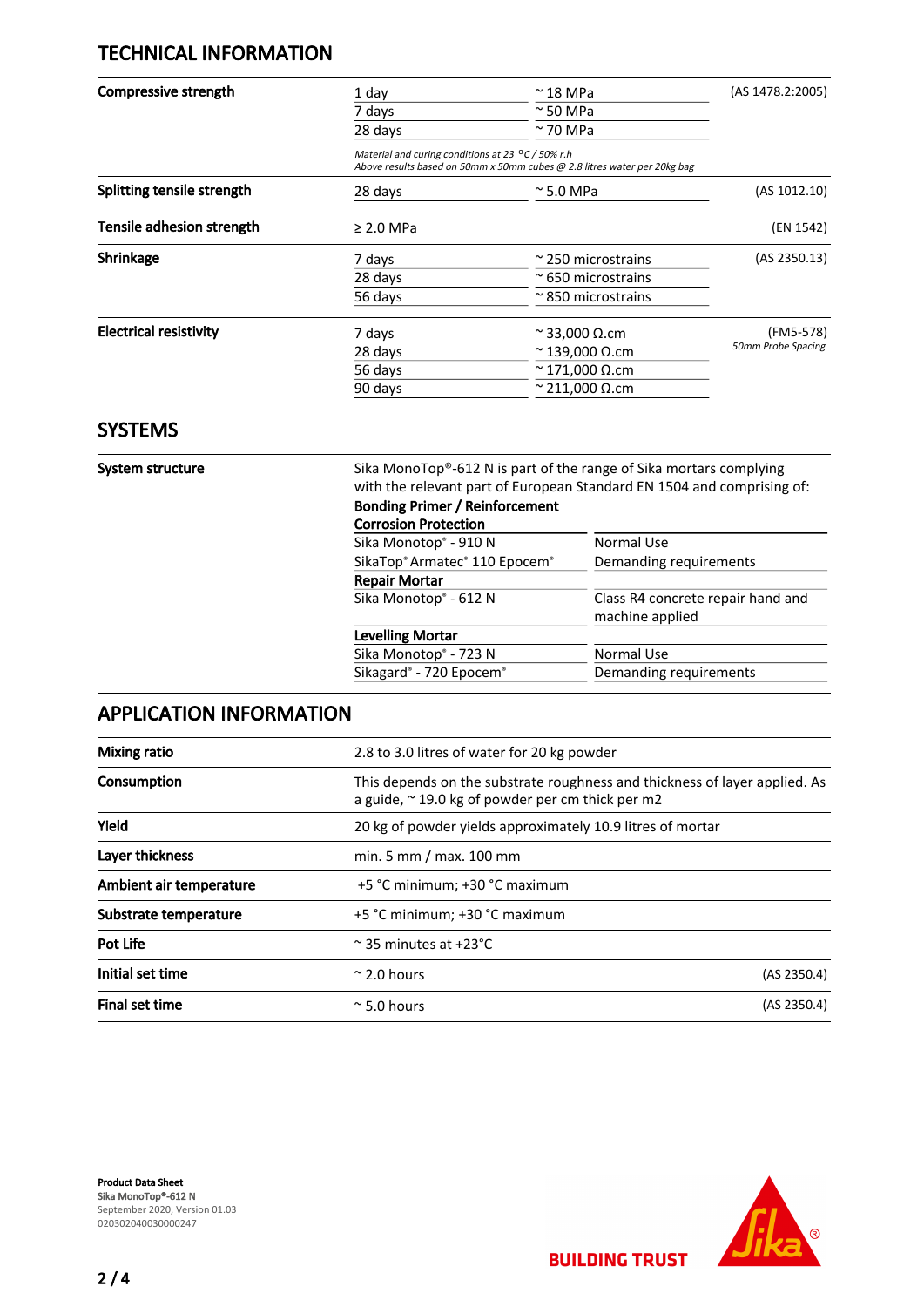## TECHNICAL INFORMATION

| | | | |
|---|---|---|---|
| **Compressive strength** | 1 day | ~ 18 MPa | (AS 1478.2:2005) |
| | 7 days | ~ 50 MPa | |
| | 28 days | ~ 70 MPa | |
| | *Material and curing conditions at 23 °C / 50% r.h* *Above results based on 50mm x 50mm cubes @ 2.8 litres water per 20kg bag* | | |
| **Splitting tensile strength** | 28 days | ~ 5.0 MPa | (AS 1012.10) |
| **Tensile adhesion strength** | ≥ 2.0 MPa | | (EN 1542) |
| **Shrinkage** | 7 days | ~ 250 microstrains | (AS 2350.13) |
| | 28 days | ~ 650 microstrains | |
| | 56 days | ~ 850 microstrains | |
| **Electrical resistivity** | 7 days | ~ 33,000 Ω.cm | (FM5-578) *50mm Probe Spacing* |
| | 28 days | ~ 139,000 Ω.cm | |
| | 56 days | ~ 171,000 Ω.cm | |
| | 90 days | ~ 211,000 Ω.cm | |

## SYSTEMS

**System structure**

Sika MonoTop®-612 N is part of the range of Sika mortars complying with the relevant part of European Standard EN 1504 and comprising of:

| **Bonding Primer / Reinforcement Corrosion Protection** | |
|---|---|
| Sika Monotop® - 910 N | Normal Use |
| SikaTop® Armatec® 110 Epocem® | Demanding requirements |
| **Repair Mortar** | |
| Sika Monotop® - 612 N | Class R4 concrete repair hand and machine applied |
| **Levelling Mortar** | |
| Sika Monotop® - 723 N | Normal Use |
| Sikagard® - 720 Epocem® | Demanding requirements |

## APPLICATION INFORMATION

| | | |
|---|---|---|
| **Mixing ratio** | 2.8 to 3.0 litres of water for 20 kg powder | |
| **Consumption** | This depends on the substrate roughness and thickness of layer applied. As a guide, ~ 19.0 kg of powder per cm thick per m2 | |
| **Yield** | 20 kg of powder yields approximately 10.9 litres of mortar | |
| **Layer thickness** | min. 5 mm / max. 100 mm | |
| **Ambient air temperature** | +5 °C minimum; +30 °C maximum | |
| **Substrate temperature** | +5 °C minimum; +30 °C maximum | |
| **Pot Life** | ~ 35 minutes at +23°C | |
| **Initial set time** | ~ 2.0 hours | (AS 2350.4) |
| **Final set time** | ~ 5.0 hours | (AS 2350.4) |

**Product Data Sheet**
Sika MonoTop®-612 N
September 2020, Version 01.03
020302040030000247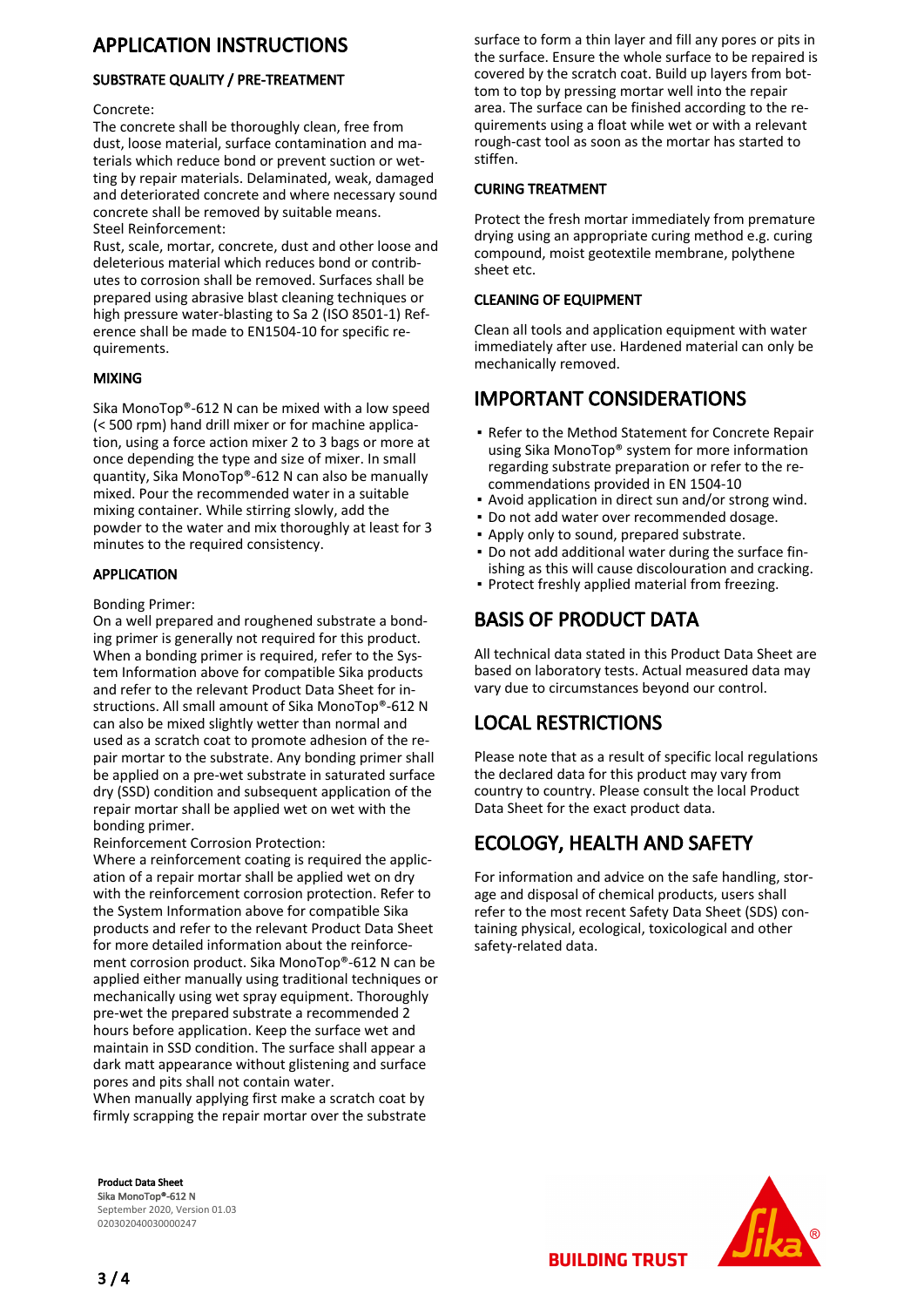# APPLICATION INSTRUCTIONS

## SUBSTRATE QUALITY / PRE-TREATMENT

Concrete:
The concrete shall be thoroughly clean, free from dust, loose material, surface contamination and materials which reduce bond or prevent suction or wetting by repair materials. Delaminated, weak, damaged and deteriorated concrete and where necessary sound concrete shall be removed by suitable means.
Steel Reinforcement:
Rust, scale, mortar, concrete, dust and other loose and deleterious material which reduces bond or contributes to corrosion shall be removed. Surfaces shall be prepared using abrasive blast cleaning techniques or high pressure water-blasting to Sa 2 (ISO 8501-1) Reference shall be made to EN1504-10 for specific requirements.

## MIXING

Sika MonoTop®-612 N can be mixed with a low speed (< 500 rpm) hand drill mixer or for machine application, using a force action mixer 2 to 3 bags or more at once depending the type and size of mixer. In small quantity, Sika MonoTop®-612 N can also be manually mixed. Pour the recommended water in a suitable mixing container. While stirring slowly, add the powder to the water and mix thoroughly at least for 3 minutes to the required consistency.

## APPLICATION

Bonding Primer:
On a well prepared and roughened substrate a bonding primer is generally not required for this product. When a bonding primer is required, refer to the System Information above for compatible Sika products and refer to the relevant Product Data Sheet for instructions. All small amount of Sika MonoTop®-612 N can also be mixed slightly wetter than normal and used as a scratch coat to promote adhesion of the repair mortar to the substrate. Any bonding primer shall be applied on a pre-wet substrate in saturated surface dry (SSD) condition and subsequent application of the repair mortar shall be applied wet on wet with the bonding primer.
Reinforcement Corrosion Protection:
Where a reinforcement coating is required the application of a repair mortar shall be applied wet on dry with the reinforcement corrosion protection. Refer to the System Information above for compatible Sika products and refer to the relevant Product Data Sheet for more detailed information about the reinforcement corrosion product. Sika MonoTop®-612 N can be applied either manually using traditional techniques or mechanically using wet spray equipment. Thoroughly pre-wet the prepared substrate a recommended 2 hours before application. Keep the surface wet and maintain in SSD condition. The surface shall appear a dark matt appearance without glistening and surface pores and pits shall not contain water.
When manually applying first make a scratch coat by firmly scrapping the repair mortar over the substrate surface to form a thin layer and fill any pores or pits in the surface. Ensure the whole surface to be repaired is covered by the scratch coat. Build up layers from bottom to top by pressing mortar well into the repair area. The surface can be finished according to the requirements using a float while wet or with a relevant rough-cast tool as soon as the mortar has started to stiffen.

## CURING TREATMENT

Protect the fresh mortar immediately from premature drying using an appropriate curing method e.g. curing compound, moist geotextile membrane, polythene sheet etc.

## CLEANING OF EQUIPMENT

Clean all tools and application equipment with water immediately after use. Hardened material can only be mechanically removed.

# IMPORTANT CONSIDERATIONS

- Refer to the Method Statement for Concrete Repair using Sika MonoTop® system for more information regarding substrate preparation or refer to the recommendations provided in EN 1504-10
- Avoid application in direct sun and/or strong wind.
- Do not add water over recommended dosage.
- Apply only to sound, prepared substrate.
- Do not add additional water during the surface finishing as this will cause discolouration and cracking.
- Protect freshly applied material from freezing.

# BASIS OF PRODUCT DATA

All technical data stated in this Product Data Sheet are based on laboratory tests. Actual measured data may vary due to circumstances beyond our control.

# LOCAL RESTRICTIONS

Please note that as a result of specific local regulations the declared data for this product may vary from country to country. Please consult the local Product Data Sheet for the exact product data.

# ECOLOGY, HEALTH AND SAFETY

For information and advice on the safe handling, storage and disposal of chemical products, users shall refer to the most recent Safety Data Sheet (SDS) containing physical, ecological, toxicological and other safety-related data.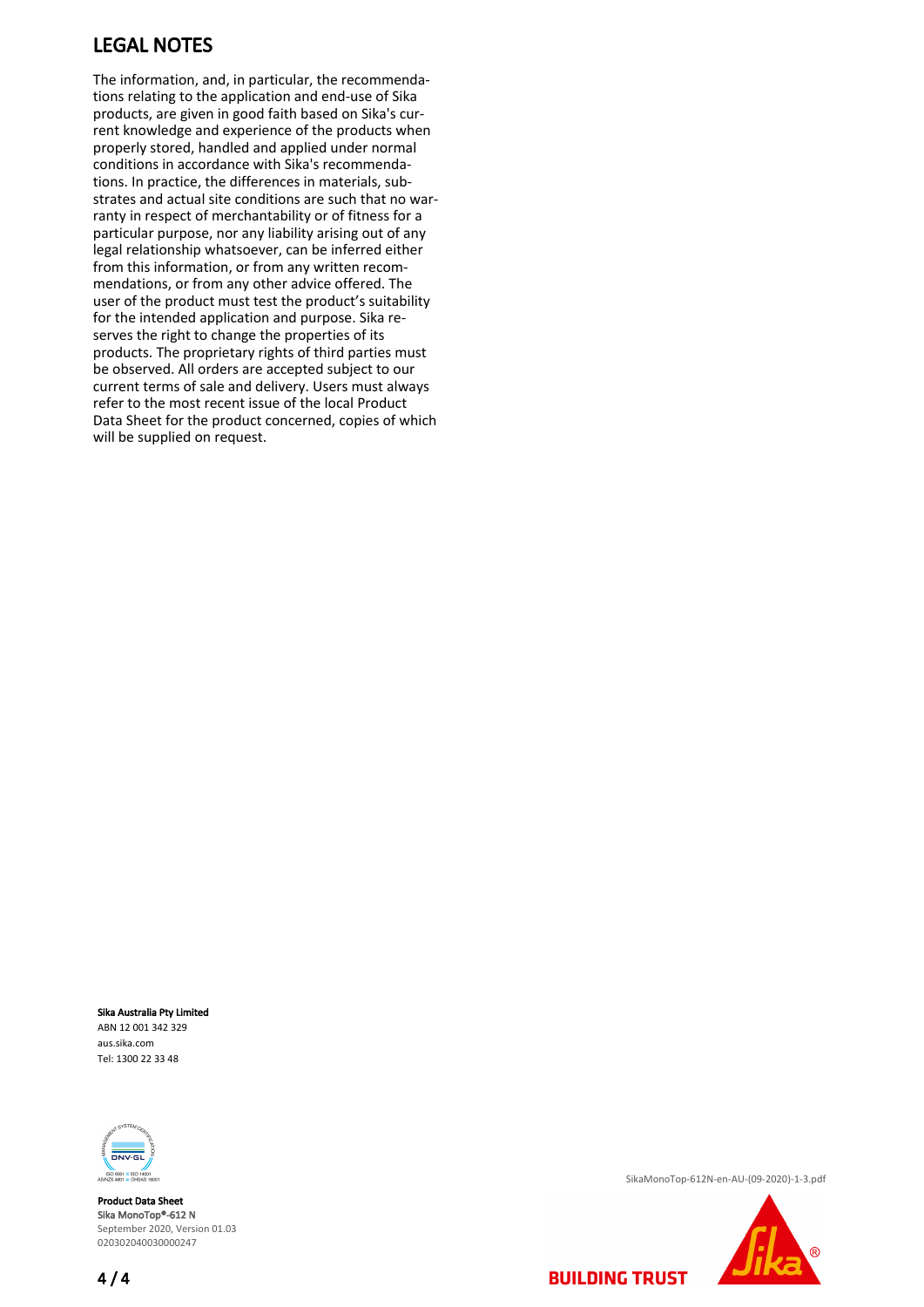## LEGAL NOTES

The information, and, in particular, the recommendations relating to the application and end-use of Sika products, are given in good faith based on Sika's current knowledge and experience of the products when properly stored, handled and applied under normal conditions in accordance with Sika's recommendations. In practice, the differences in materials, substrates and actual site conditions are such that no warranty in respect of merchantability or of fitness for a particular purpose, nor any liability arising out of any legal relationship whatsoever, can be inferred either from this information, or from any written recommendations, or from any other advice offered. The user of the product must test the product's suitability for the intended application and purpose. Sika reserves the right to change the properties of its products. The proprietary rights of third parties must be observed. All orders are accepted subject to our current terms of sale and delivery. Users must always refer to the most recent issue of the local Product Data Sheet for the product concerned, copies of which will be supplied on request.

**Sika Australia Pty Limited**
ABN 12 001 342 329
aus.sika.com
Tel: 1300 22 33 48

**Product Data Sheet**
**Sika MonoTop®-612 N**
September 2020, Version 01.03
020302040030000247

SikaMonoTop-612N-en-AU-(09-2020)-1-3.pdf

BUILDING TRUST